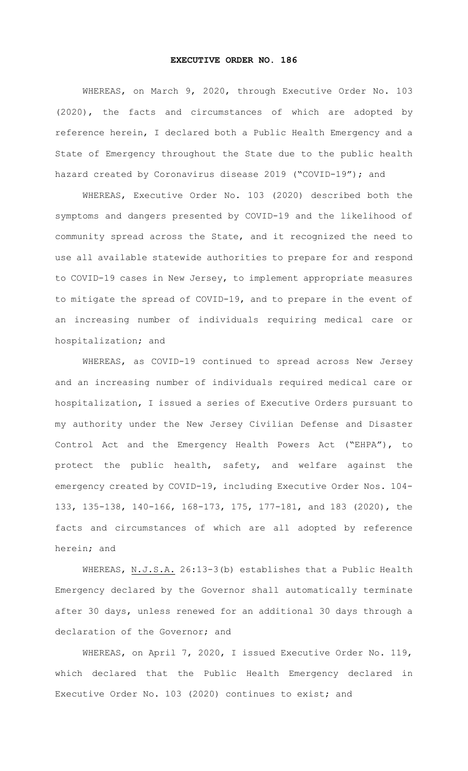# EXECUTIVE ORDER NO. 186

WHEREAS, on March 9, 2020, through Executive Order No. 103 (2020), the facts and circumstances of which are adopted by reference herein, I declared both a Public Health Emergency and a State of Emergency throughout the State due to the public health hazard created by Coronavirus disease 2019 ("COVID-19"); and

WHEREAS, Executive Order No. 103 (2020) described both the symptoms and dangers presented by COVID-19 and the likelihood of community spread across the State, and it recognized the need to use all available statewide authorities to prepare for and respond to COVID-19 cases in New Jersey, to implement appropriate measures to mitigate the spread of COVID-19, and to prepare in the event of an increasing number of individuals requiring medical care or hospitalization; and

WHEREAS, as COVID-19 continued to spread across New Jersey and an increasing number of individuals required medical care or hospitalization, I issued a series of Executive Orders pursuant to my authority under the New Jersey Civilian Defense and Disaster Control Act and the Emergency Health Powers Act ("EHPA"), to protect the public health, safety, and welfare against the emergency created by COVID-19, including Executive Order Nos. 104-133, 135-138, 140-166, 168-173, 175, 177-181, and 183 (2020), the facts and circumstances of which are all adopted by reference herein; and

WHEREAS, N.J.S.A. 26:13-3(b) establishes that a Public Health Emergency declared by the Governor shall automatically terminate after 30 days, unless renewed for an additional 30 days through a declaration of the Governor; and

WHEREAS, on April 7, 2020, I issued Executive Order No. 119, which declared that the Public Health Emergency declared in Executive Order No. 103 (2020) continues to exist; and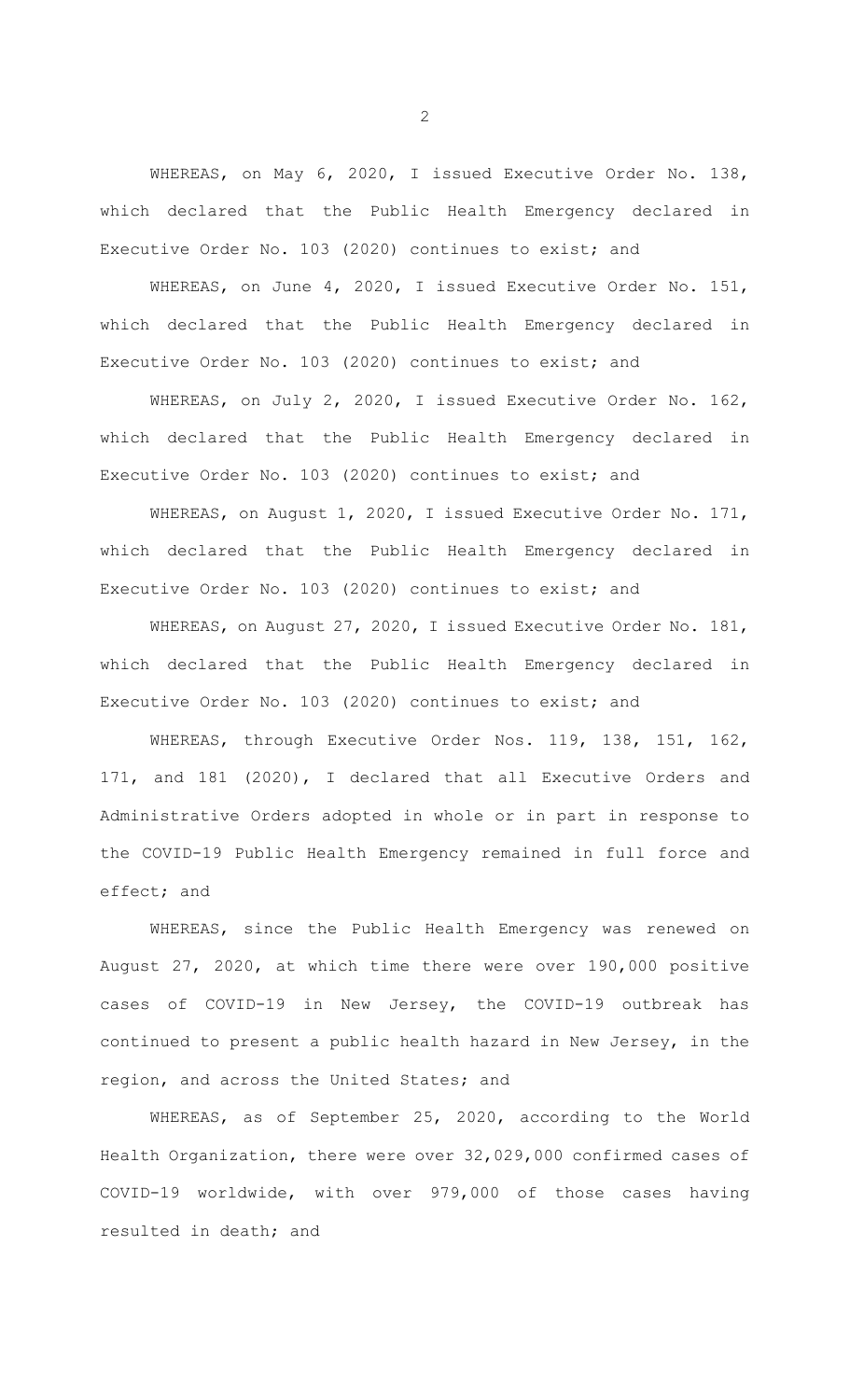WHEREAS, on May 6, 2020, I issued Executive Order No. 138, which declared that the Public Health Emergency declared in Executive Order No. 103 (2020) continues to exist; and

WHEREAS, on June 4, 2020, I issued Executive Order No. 151, which declared that the Public Health Emergency declared in Executive Order No. 103 (2020) continues to exist; and

WHEREAS, on July 2, 2020, I issued Executive Order No. 162, which declared that the Public Health Emergency declared in Executive Order No. 103 (2020) continues to exist; and

WHEREAS, on August 1, 2020, I issued Executive Order No. 171, which declared that the Public Health Emergency declared in Executive Order No. 103 (2020) continues to exist; and

WHEREAS, on August 27, 2020, I issued Executive Order No. 181, which declared that the Public Health Emergency declared in Executive Order No. 103 (2020) continues to exist; and

WHEREAS, through Executive Order Nos. 119, 138, 151, 162, 171, and 181 (2020), I declared that all Executive Orders and Administrative Orders adopted in whole or in part in response to the COVID-19 Public Health Emergency remained in full force and effect; and

WHEREAS, since the Public Health Emergency was renewed on August 27, 2020, at which time there were over 190,000 positive cases of COVID-19 in New Jersey, the COVID-19 outbreak has continued to present a public health hazard in New Jersey, in the region, and across the United States; and

WHEREAS, as of September 25, 2020, according to the World Health Organization, there were over 32,029,000 confirmed cases of COVID-19 worldwide, with over 979,000 of those cases having resulted in death; and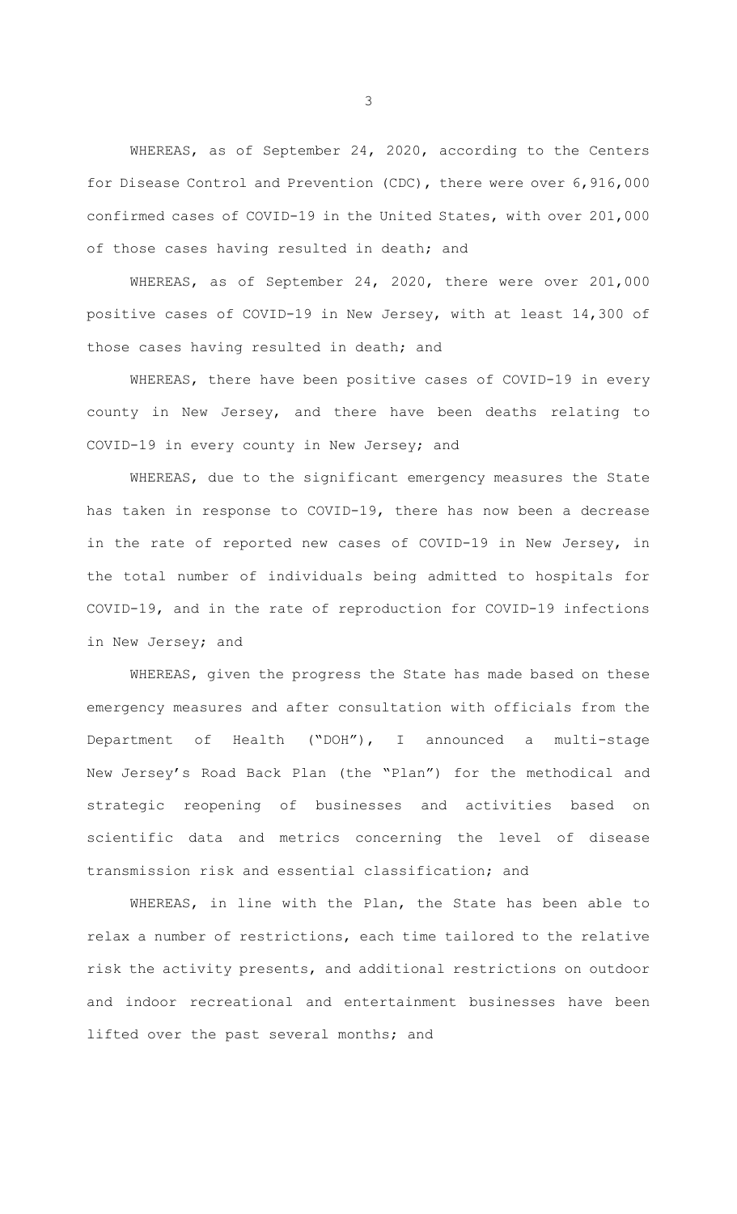WHEREAS, as of September 24, 2020, according to the Centers for Disease Control and Prevention (CDC), there were over 6,916,000 confirmed cases of COVID-19 in the United States, with over 201,000 of those cases having resulted in death; and

WHEREAS, as of September 24, 2020, there were over 201,000 positive cases of COVID-19 in New Jersey, with at least 14,300 of those cases having resulted in death; and

WHEREAS, there have been positive cases of COVID-19 in every county in New Jersey, and there have been deaths relating to COVID-19 in every county in New Jersey; and

WHEREAS, due to the significant emergency measures the State has taken in response to COVID-19, there has now been a decrease in the rate of reported new cases of COVID-19 in New Jersey, in the total number of individuals being admitted to hospitals for COVID-19, and in the rate of reproduction for COVID-19 infections in New Jersey; and

WHEREAS, given the progress the State has made based on these emergency measures and after consultation with officials from the Department of Health ("DOH"), I announced a multi-stage New Jersey's Road Back Plan (the "Plan") for the methodical and strategic reopening of businesses and activities based on scientific data and metrics concerning the level of disease transmission risk and essential classification; and

WHEREAS, in line with the Plan, the State has been able to relax a number of restrictions, each time tailored to the relative risk the activity presents, and additional restrictions on outdoor and indoor recreational and entertainment businesses have been lifted over the past several months; and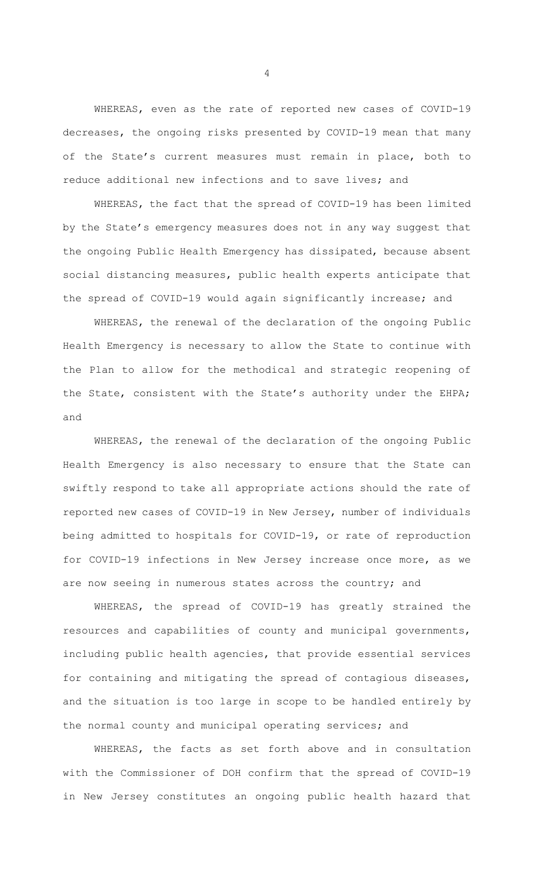WHEREAS, even as the rate of reported new cases of COVID-19 decreases, the ongoing risks presented by COVID-19 mean that many of the State's current measures must remain in place, both to reduce additional new infections and to save lives; and

WHEREAS, the fact that the spread of COVID-19 has been limited by the State's emergency measures does not in any way suggest that the ongoing Public Health Emergency has dissipated, because absent social distancing measures, public health experts anticipate that the spread of COVID-19 would again significantly increase; and

WHEREAS, the renewal of the declaration of the ongoing Public Health Emergency is necessary to allow the State to continue with the Plan to allow for the methodical and strategic reopening of the State, consistent with the State's authority under the EHPA; and

WHEREAS, the renewal of the declaration of the ongoing Public Health Emergency is also necessary to ensure that the State can swiftly respond to take all appropriate actions should the rate of reported new cases of COVID-19 in New Jersey, number of individuals being admitted to hospitals for COVID-19, or rate of reproduction for COVID-19 infections in New Jersey increase once more, as we are now seeing in numerous states across the country; and

WHEREAS, the spread of COVID-19 has greatly strained the resources and capabilities of county and municipal governments, including public health agencies, that provide essential services for containing and mitigating the spread of contagious diseases, and the situation is too large in scope to be handled entirely by the normal county and municipal operating services; and

WHEREAS, the facts as set forth above and in consultation with the Commissioner of DOH confirm that the spread of COVID-19 in New Jersey constitutes an ongoing public health hazard that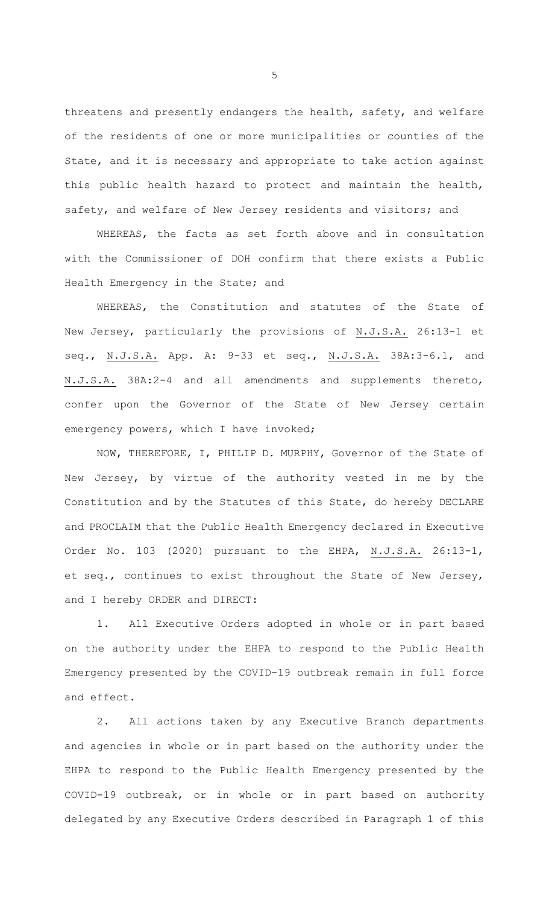threatens and presently endangers the health, safety, and welfare of the residents of one or more municipalities or counties of the State, and it is necessary and appropriate to take action against this public health hazard to protect and maintain the health, safety, and welfare of New Jersey residents and visitors; and

WHEREAS, the facts as set forth above and in consultation with the Commissioner of DOH confirm that there exists a Public Health Emergency in the State; and

WHEREAS, the Constitution and statutes of the State of New Jersey, particularly the provisions of N.J.S.A. 26:13-1 et seq., N.J.S.A. App. A: 9-33 et seq., N.J.S.A. 38A:3-6.1, and N.J.S.A. 38A:2-4 and all amendments and supplements thereto, confer upon the Governor of the State of New Jersey certain emergency powers, which I have invoked;

NOW, THEREFORE, I, PHILIP D. MURPHY, Governor of the State of New Jersey, by virtue of the authority vested in me by the Constitution and by the Statutes of this State, do hereby DECLARE and PROCLAIM that the Public Health Emergency declared in Executive Order No. 103 (2020) pursuant to the EHPA, N.J.S.A. 26:13-1, et seq., continues to exist throughout the State of New Jersey, and I hereby ORDER and DIRECT:

1. All Executive Orders adopted in whole or in part based on the authority under the EHPA to respond to the Public Health Emergency presented by the COVID-19 outbreak remain in full force and effect.

2. All actions taken by any Executive Branch departments and agencies in whole or in part based on the authority under the EHPA to respond to the Public Health Emergency presented by the COVID-19 outbreak, or in whole or in part based on authority delegated by any Executive Orders described in Paragraph 1 of this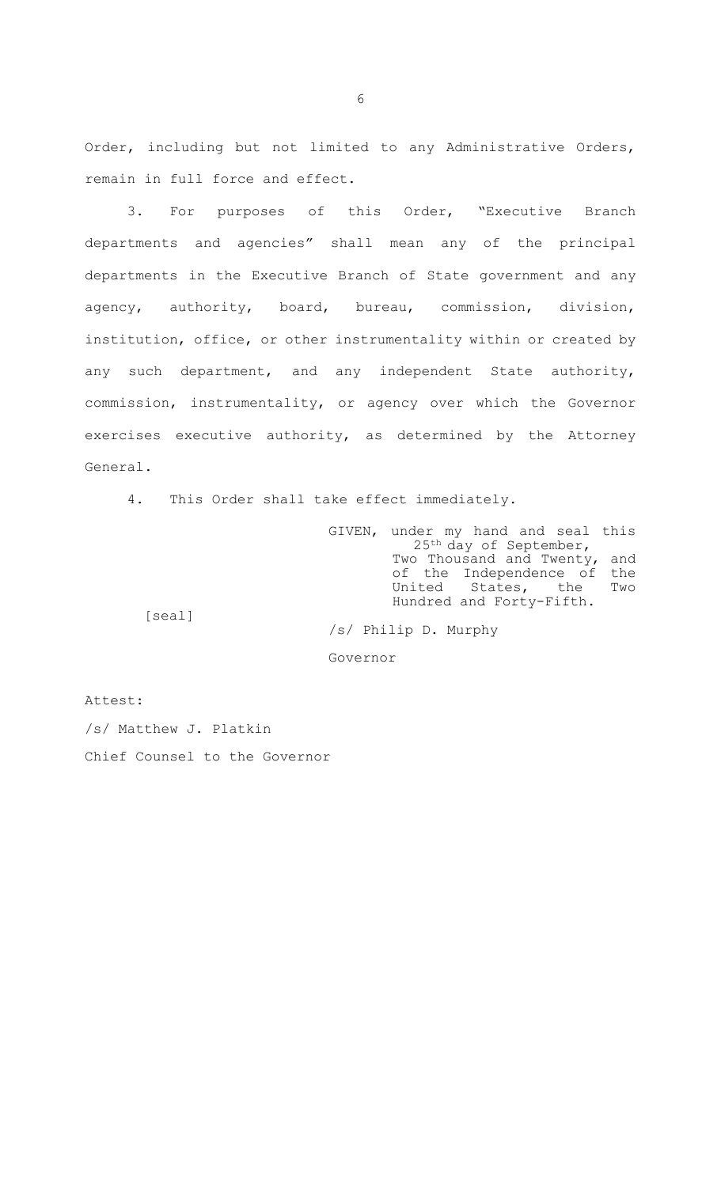Order, including but not limited to any Administrative Orders, remain in full force and effect.

3. For purposes of this Order, "Executive Branch departments and agencies" shall mean any of the principal departments in the Executive Branch of State government and any agency, authority, board, bureau, commission, division, institution, office, or other instrumentality within or created by any such department, and any independent State authority, commission, instrumentality, or agency over which the Governor exercises executive authority, as determined by the Attorney General.

4. This Order shall take effect immediately.

GIVEN, under my hand and seal this 25th day of September, Two Thousand and Twenty, and of the Independence of the United States, the Two Hundred and Forty-Fifth.

[seal]

/s/ Philip D. Murphy

Governor

Attest:

/s/ Matthew J. Platkin

Chief Counsel to the Governor